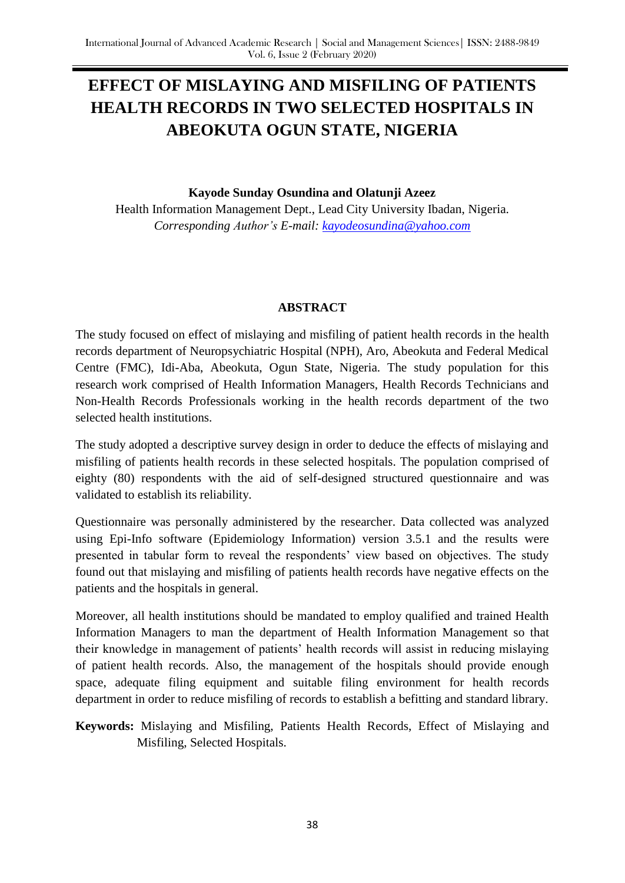# EFFECT OF MISLAYING AND MISFILING OF PATIENTS HEALTH RECORDS IN TWO SELECTED HOSPITALS IN ABEOKUTA OGUN STATE, NIGERIA

**Kayode Sunday Osundina and Olatunji Azeez**

Health Information Management Dept., Lead City University Ibadan, Nigeria.

*Corresponding Author's E-mail: kayodeosundina@yahoo.com*

## ABSTRACT

The study focused on effect of mislaying and misfiling of patient health records in the health records department of Neuropsychiatric Hospital (NPH), Aro, Abeokuta and Federal Medical Centre (FMC), Idi-Aba, Abeokuta, Ogun State, Nigeria. The study population for this research work comprised of Health Information Managers, Health Records Technicians and Non-Health Records Professionals working in the health records department of the two selected health institutions.

The study adopted a descriptive survey design in order to deduce the effects of mislaying and misfiling of patients health records in these selected hospitals. The population comprised of eighty (80) respondents with the aid of self-designed structured questionnaire and was validated to establish its reliability.

Questionnaire was personally administered by the researcher. Data collected was analyzed using Epi-Info software (Epidemiology Information) version 3.5.1 and the results were presented in tabular form to reveal the respondents' view based on objectives. The study found out that mislaying and misfiling of patients health records have negative effects on the patients and the hospitals in general.

Moreover, all health institutions should be mandated to employ qualified and trained Health Information Managers to man the department of Health Information Management so that their knowledge in management of patients' health records will assist in reducing mislaying of patient health records. Also, the management of the hospitals should provide enough space, adequate filing equipment and suitable filing environment for health records department in order to reduce misfiling of records to establish a befitting and standard library.

**Keywords:** Mislaying and Misfiling, Patients Health Records, Effect of Mislaying and Misfiling, Selected Hospitals.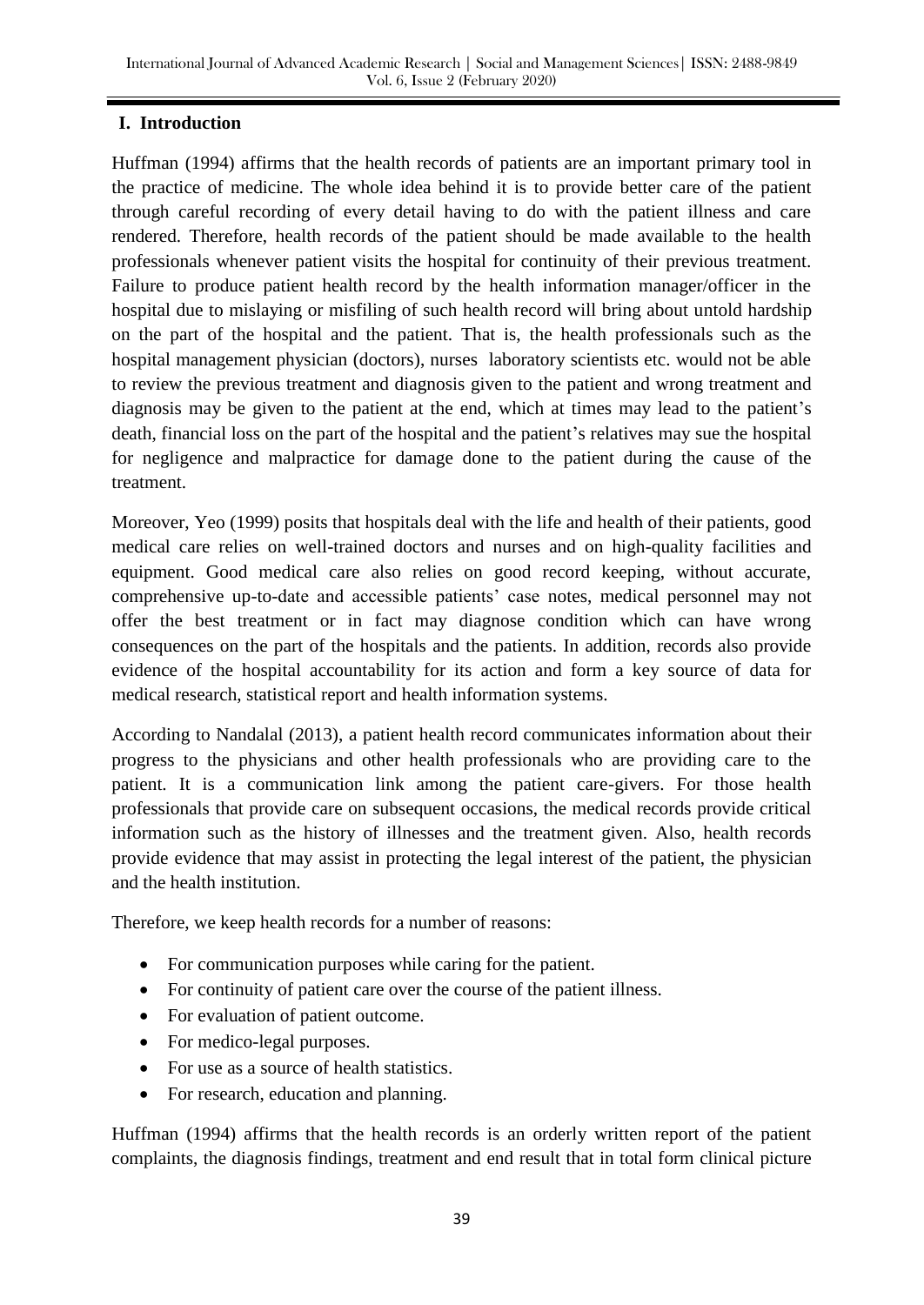## I. Introduction

Huffman (1994) affirms that the health records of patients are an important primary tool in the practice of medicine. The whole idea behind it is to provide better care of the patient through careful recording of every detail having to do with the patient illness and care rendered. Therefore, health records of the patient should be made available to the health professionals whenever patient visits the hospital for continuity of their previous treatment. Failure to produce patient health record by the health information manager/officer in the hospital due to mislaying or misfiling of such health record will bring about untold hardship on the part of the hospital and the patient. That is, the health professionals such as the hospital management physician (doctors), nurses laboratory scientists etc. would not be able to review the previous treatment and diagnosis given to the patient and wrong treatment and diagnosis may be given to the patient at the end, which at times may lead to the patient's death, financial loss on the part of the hospital and the patient's relatives may sue the hospital for negligence and malpractice for damage done to the patient during the cause of the treatment.

Moreover, Yeo (1999) posits that hospitals deal with the life and health of their patients, good medical care relies on well-trained doctors and nurses and on high-quality facilities and equipment. Good medical care also relies on good record keeping, without accurate, comprehensive up-to-date and accessible patients' case notes, medical personnel may not offer the best treatment or in fact may diagnose condition which can have wrong consequences on the part of the hospitals and the patients. In addition, records also provide evidence of the hospital accountability for its action and form a key source of data for medical research, statistical report and health information systems.

According to Nandalal (2013), a patient health record communicates information about their progress to the physicians and other health professionals who are providing care to the patient. It is a communication link among the patient care-givers. For those health professionals that provide care on subsequent occasions, the medical records provide critical information such as the history of illnesses and the treatment given. Also, health records provide evidence that may assist in protecting the legal interest of the patient, the physician and the health institution.

Therefore, we keep health records for a number of reasons:

- For communication purposes while caring for the patient.
- For continuity of patient care over the course of the patient illness.
- For evaluation of patient outcome.
- For medico-legal purposes.
- For use as a source of health statistics.
- For research, education and planning.

Huffman (1994) affirms that the health records is an orderly written report of the patient complaints, the diagnosis findings, treatment and end result that in total form clinical picture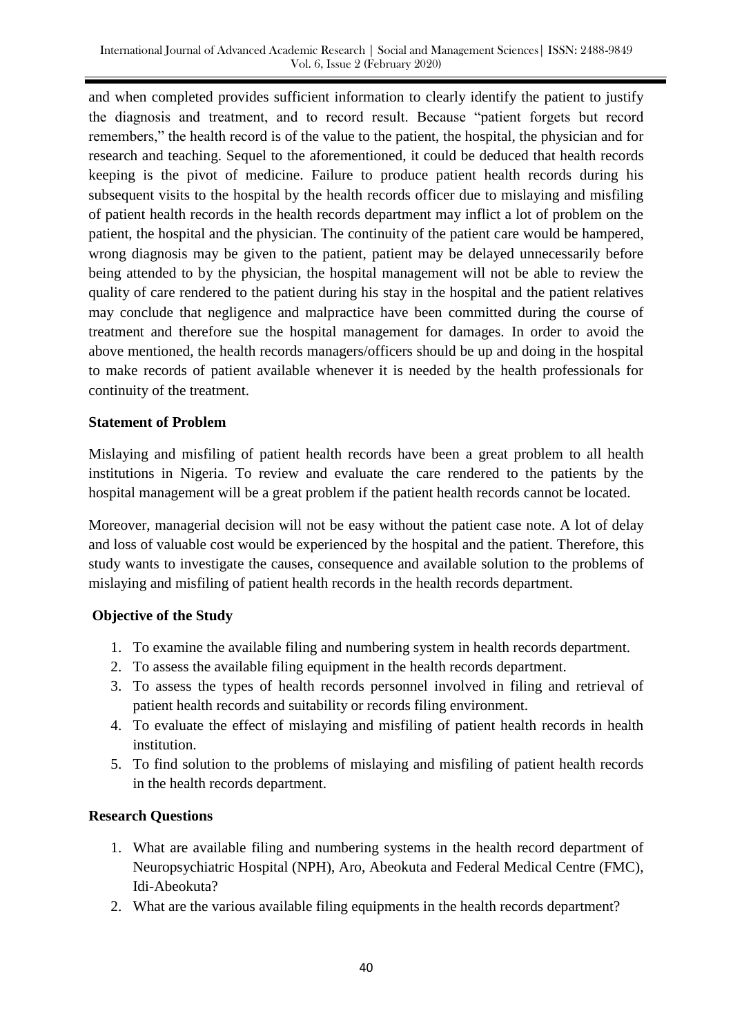and when completed provides sufficient information to clearly identify the patient to justify the diagnosis and treatment, and to record result. Because "patient forgets but record remembers," the health record is of the value to the patient, the hospital, the physician and for research and teaching. Sequel to the aforementioned, it could be deduced that health records keeping is the pivot of medicine. Failure to produce patient health records during his subsequent visits to the hospital by the health records officer due to mislaying and misfiling of patient health records in the health records department may inflict a lot of problem on the patient, the hospital and the physician. The continuity of the patient care would be hampered, wrong diagnosis may be given to the patient, patient may be delayed unnecessarily before being attended to by the physician, the hospital management will not be able to review the quality of care rendered to the patient during his stay in the hospital and the patient relatives may conclude that negligence and malpractice have been committed during the course of treatment and therefore sue the hospital management for damages. In order to avoid the above mentioned, the health records managers/officers should be up and doing in the hospital to make records of patient available whenever it is needed by the health professionals for continuity of the treatment.

**Statement of Problem**

Mislaying and misfiling of patient health records have been a great problem to all health institutions in Nigeria. To review and evaluate the care rendered to the patients by the hospital management will be a great problem if the patient health records cannot be located.

Moreover, managerial decision will not be easy without the patient case note. A lot of delay and loss of valuable cost would be experienced by the hospital and the patient. Therefore, this study wants to investigate the causes, consequence and available solution to the problems of mislaying and misfiling of patient health records in the health records department.

**Objective of the Study**

1. To examine the available filing and numbering system in health records department.
2. To assess the available filing equipment in the health records department.
3. To assess the types of health records personnel involved in filing and retrieval of patient health records and suitability or records filing environment.
4. To evaluate the effect of mislaying and misfiling of patient health records in health institution.
5. To find solution to the problems of mislaying and misfiling of patient health records in the health records department.

**Research Questions**

1. What are available filing and numbering systems in the health record department of Neuropsychiatric Hospital (NPH), Aro, Abeokuta and Federal Medical Centre (FMC), Idi-Abeokuta?
2. What are the various available filing equipments in the health records department?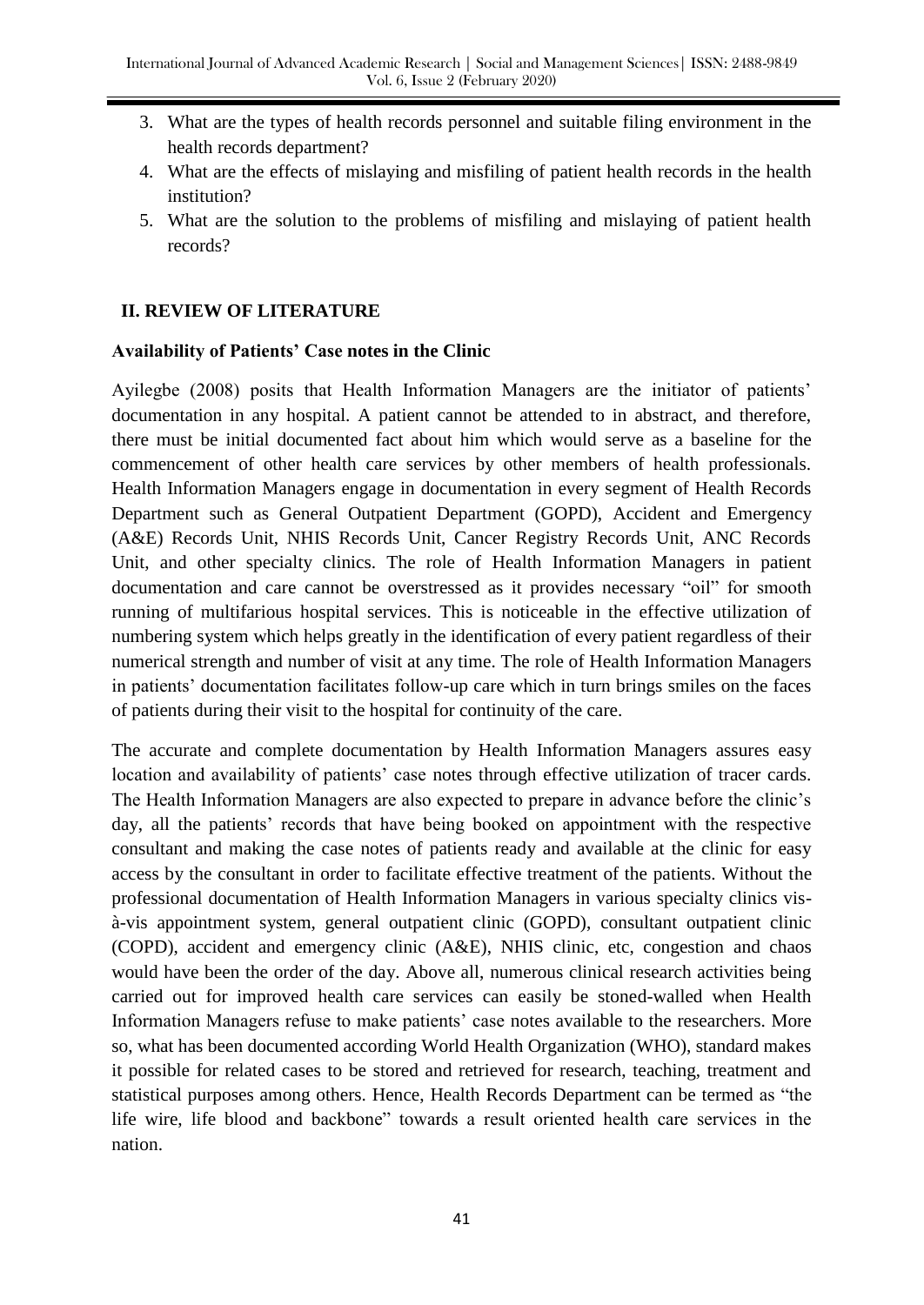3. What are the types of health records personnel and suitable filing environment in the health records department?
4. What are the effects of mislaying and misfiling of patient health records in the health institution?
5. What are the solution to the problems of misfiling and mislaying of patient health records?

## II. REVIEW OF LITERATURE

### Availability of Patients' Case notes in the Clinic

Ayilegbe (2008) posits that Health Information Managers are the initiator of patients' documentation in any hospital. A patient cannot be attended to in abstract, and therefore, there must be initial documented fact about him which would serve as a baseline for the commencement of other health care services by other members of health professionals. Health Information Managers engage in documentation in every segment of Health Records Department such as General Outpatient Department (GOPD), Accident and Emergency (A&E) Records Unit, NHIS Records Unit, Cancer Registry Records Unit, ANC Records Unit, and other specialty clinics. The role of Health Information Managers in patient documentation and care cannot be overstressed as it provides necessary "oil" for smooth running of multifarious hospital services. This is noticeable in the effective utilization of numbering system which helps greatly in the identification of every patient regardless of their numerical strength and number of visit at any time. The role of Health Information Managers in patients' documentation facilitates follow-up care which in turn brings smiles on the faces of patients during their visit to the hospital for continuity of the care.

The accurate and complete documentation by Health Information Managers assures easy location and availability of patients' case notes through effective utilization of tracer cards. The Health Information Managers are also expected to prepare in advance before the clinic's day, all the patients' records that have being booked on appointment with the respective consultant and making the case notes of patients ready and available at the clinic for easy access by the consultant in order to facilitate effective treatment of the patients. Without the professional documentation of Health Information Managers in various specialty clinics vis-à-vis appointment system, general outpatient clinic (GOPD), consultant outpatient clinic (COPD), accident and emergency clinic (A&E), NHIS clinic, etc, congestion and chaos would have been the order of the day. Above all, numerous clinical research activities being carried out for improved health care services can easily be stoned-walled when Health Information Managers refuse to make patients' case notes available to the researchers. More so, what has been documented according World Health Organization (WHO), standard makes it possible for related cases to be stored and retrieved for research, teaching, treatment and statistical purposes among others. Hence, Health Records Department can be termed as "the life wire, life blood and backbone" towards a result oriented health care services in the nation.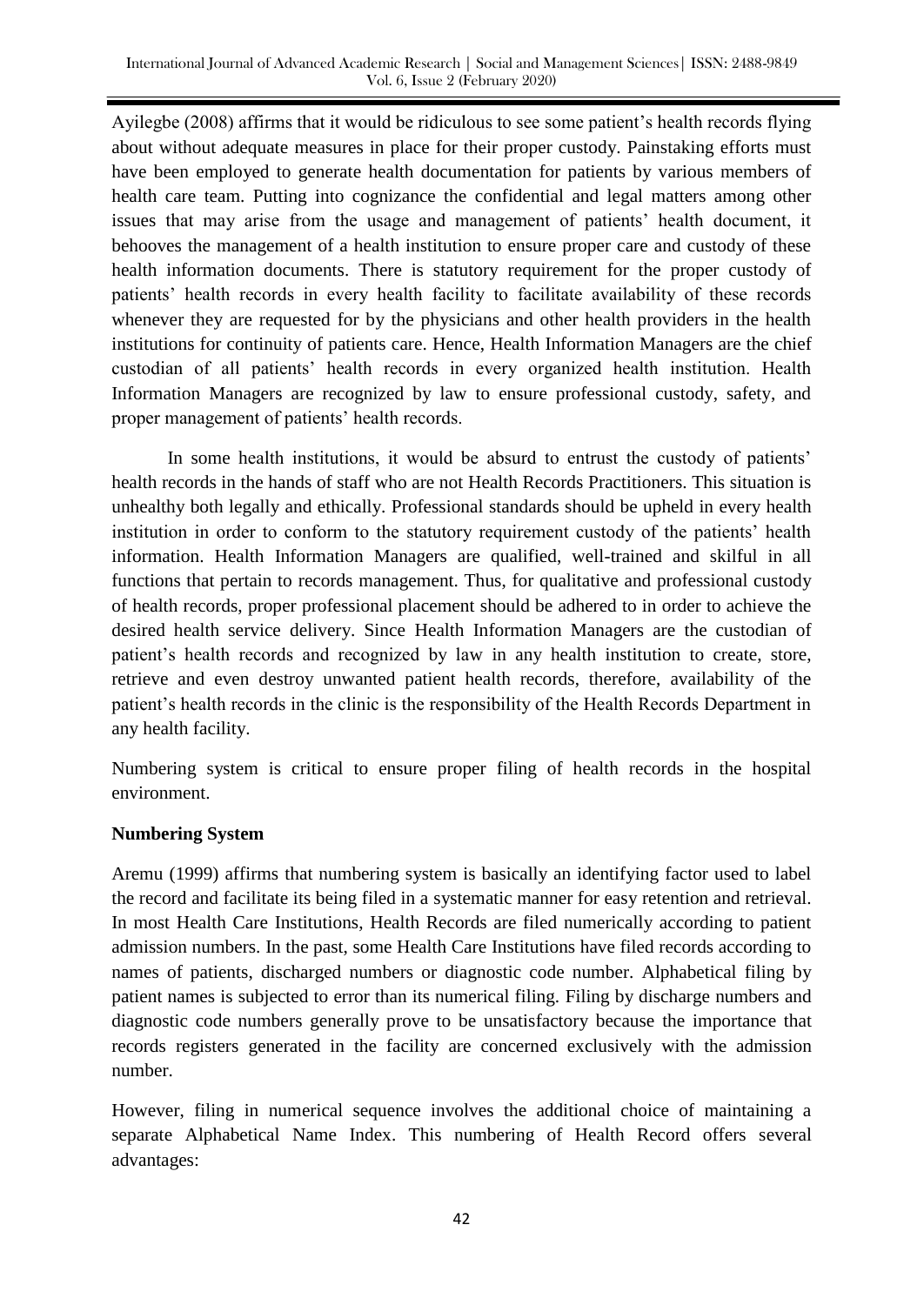Ayilegbe (2008) affirms that it would be ridiculous to see some patient's health records flying about without adequate measures in place for their proper custody. Painstaking efforts must have been employed to generate health documentation for patients by various members of health care team. Putting into cognizance the confidential and legal matters among other issues that may arise from the usage and management of patients' health document, it behooves the management of a health institution to ensure proper care and custody of these health information documents. There is statutory requirement for the proper custody of patients' health records in every health facility to facilitate availability of these records whenever they are requested for by the physicians and other health providers in the health institutions for continuity of patients care. Hence, Health Information Managers are the chief custodian of all patients' health records in every organized health institution. Health Information Managers are recognized by law to ensure professional custody, safety, and proper management of patients' health records.

In some health institutions, it would be absurd to entrust the custody of patients' health records in the hands of staff who are not Health Records Practitioners. This situation is unhealthy both legally and ethically. Professional standards should be upheld in every health institution in order to conform to the statutory requirement custody of the patients' health information. Health Information Managers are qualified, well-trained and skilful in all functions that pertain to records management. Thus, for qualitative and professional custody of health records, proper professional placement should be adhered to in order to achieve the desired health service delivery. Since Health Information Managers are the custodian of patient's health records and recognized by law in any health institution to create, store, retrieve and even destroy unwanted patient health records, therefore, availability of the patient's health records in the clinic is the responsibility of the Health Records Department in any health facility.

Numbering system is critical to ensure proper filing of health records in the hospital environment.

**Numbering System**

Aremu (1999) affirms that numbering system is basically an identifying factor used to label the record and facilitate its being filed in a systematic manner for easy retention and retrieval. In most Health Care Institutions, Health Records are filed numerically according to patient admission numbers. In the past, some Health Care Institutions have filed records according to names of patients, discharged numbers or diagnostic code number. Alphabetical filing by patient names is subjected to error than its numerical filing. Filing by discharge numbers and diagnostic code numbers generally prove to be unsatisfactory because the importance that records registers generated in the facility are concerned exclusively with the admission number.

However, filing in numerical sequence involves the additional choice of maintaining a separate Alphabetical Name Index. This numbering of Health Record offers several advantages: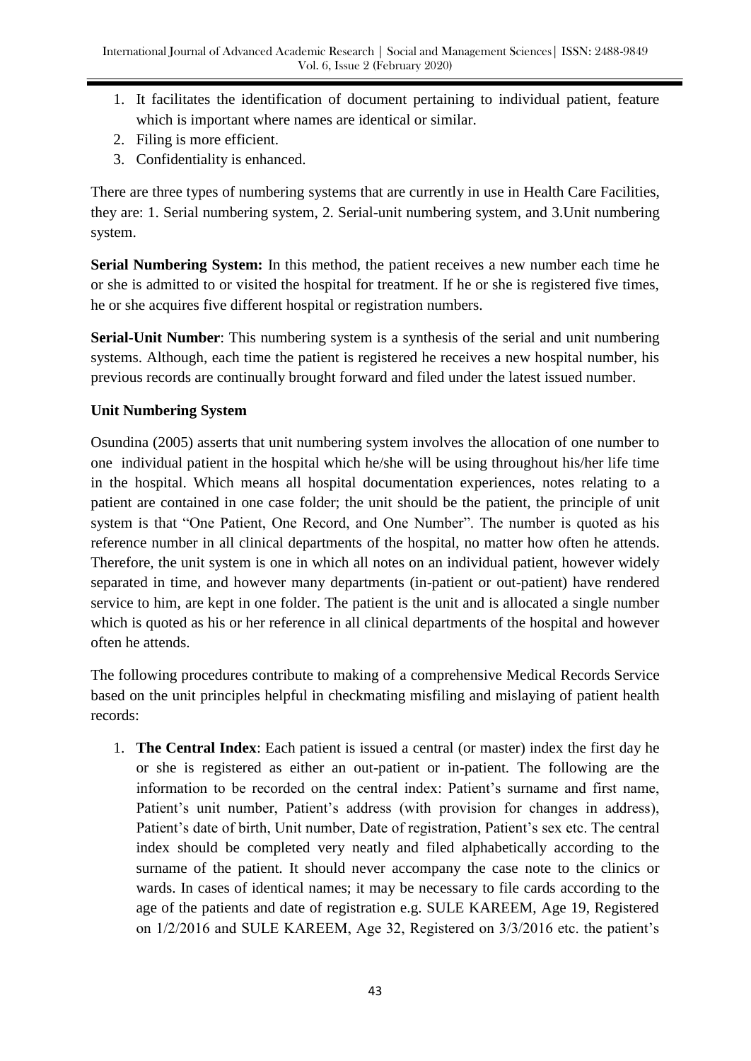1. It facilitates the identification of document pertaining to individual patient, feature which is important where names are identical or similar.
2. Filing is more efficient.
3. Confidentiality is enhanced.

There are three types of numbering systems that are currently in use in Health Care Facilities, they are: 1. Serial numbering system, 2. Serial-unit numbering system, and 3.Unit numbering system.

**Serial Numbering System:** In this method, the patient receives a new number each time he or she is admitted to or visited the hospital for treatment. If he or she is registered five times, he or she acquires five different hospital or registration numbers.

**Serial-Unit Number**: This numbering system is a synthesis of the serial and unit numbering systems. Although, each time the patient is registered he receives a new hospital number, his previous records are continually brought forward and filed under the latest issued number.

**Unit Numbering System**

Osundina (2005) asserts that unit numbering system involves the allocation of one number to one individual patient in the hospital which he/she will be using throughout his/her life time in the hospital. Which means all hospital documentation experiences, notes relating to a patient are contained in one case folder; the unit should be the patient, the principle of unit system is that "One Patient, One Record, and One Number". The number is quoted as his reference number in all clinical departments of the hospital, no matter how often he attends. Therefore, the unit system is one in which all notes on an individual patient, however widely separated in time, and however many departments (in-patient or out-patient) have rendered service to him, are kept in one folder. The patient is the unit and is allocated a single number which is quoted as his or her reference in all clinical departments of the hospital and however often he attends.

The following procedures contribute to making of a comprehensive Medical Records Service based on the unit principles helpful in checkmating misfiling and mislaying of patient health records:

1. **The Central Index**: Each patient is issued a central (or master) index the first day he or she is registered as either an out-patient or in-patient. The following are the information to be recorded on the central index: Patient's surname and first name, Patient's unit number, Patient's address (with provision for changes in address), Patient's date of birth, Unit number, Date of registration, Patient's sex etc. The central index should be completed very neatly and filed alphabetically according to the surname of the patient. It should never accompany the case note to the clinics or wards. In cases of identical names; it may be necessary to file cards according to the age of the patients and date of registration e.g. SULE KAREEM, Age 19, Registered on 1/2/2016 and SULE KAREEM, Age 32, Registered on 3/3/2016 etc. the patient's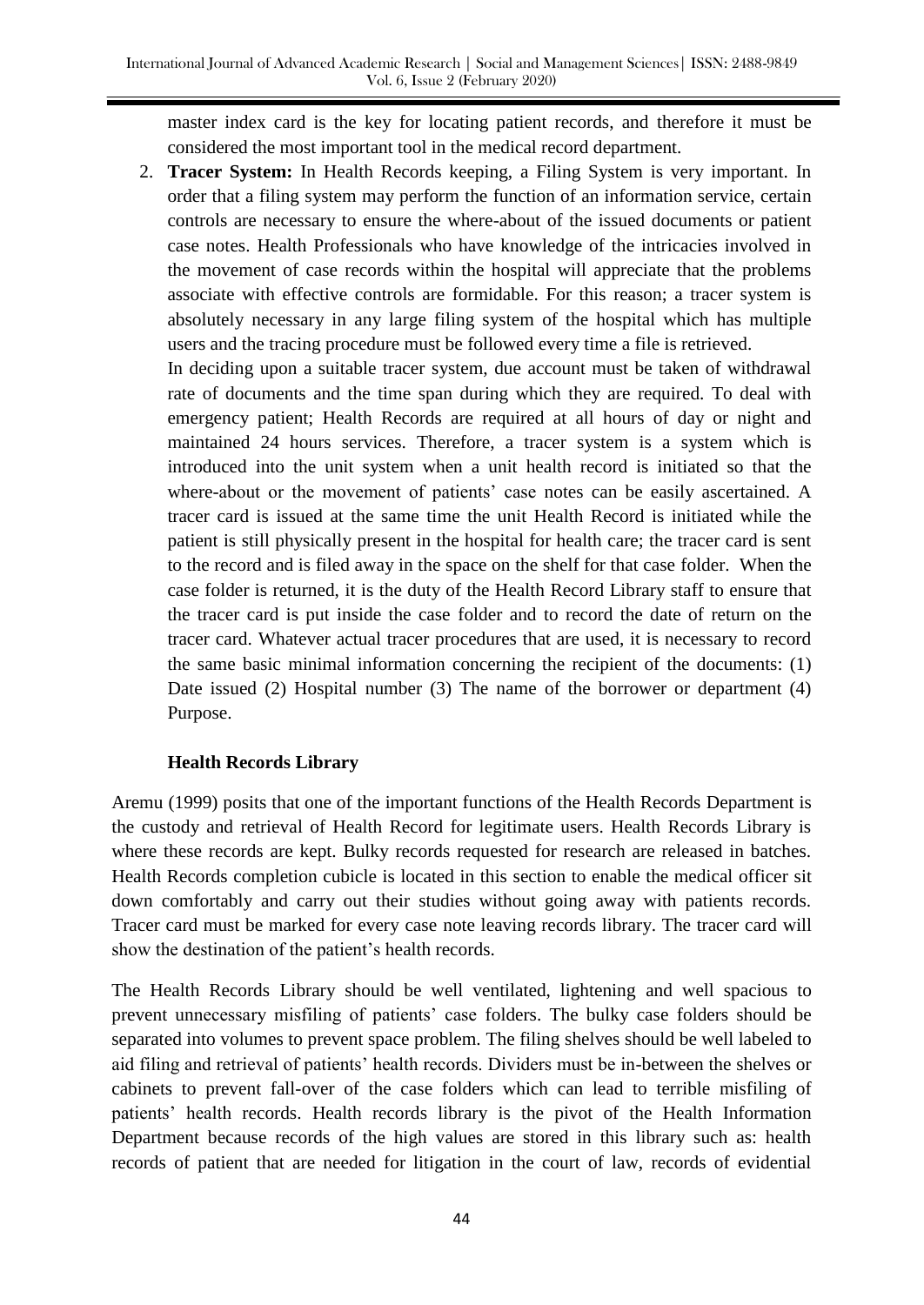master index card is the key for locating patient records, and therefore it must be considered the most important tool in the medical record department.

2. **Tracer System:** In Health Records keeping, a Filing System is very important. In order that a filing system may perform the function of an information service, certain controls are necessary to ensure the where-about of the issued documents or patient case notes. Health Professionals who have knowledge of the intricacies involved in the movement of case records within the hospital will appreciate that the problems associate with effective controls are formidable. For this reason; a tracer system is absolutely necessary in any large filing system of the hospital which has multiple users and the tracing procedure must be followed every time a file is retrieved.

   In deciding upon a suitable tracer system, due account must be taken of withdrawal rate of documents and the time span during which they are required. To deal with emergency patient; Health Records are required at all hours of day or night and maintained 24 hours services. Therefore, a tracer system is a system which is introduced into the unit system when a unit health record is initiated so that the where-about or the movement of patients' case notes can be easily ascertained. A tracer card is issued at the same time the unit Health Record is initiated while the patient is still physically present in the hospital for health care; the tracer card is sent to the record and is filed away in the space on the shelf for that case folder. When the case folder is returned, it is the duty of the Health Record Library staff to ensure that the tracer card is put inside the case folder and to record the date of return on the tracer card. Whatever actual tracer procedures that are used, it is necessary to record the same basic minimal information concerning the recipient of the documents: (1) Date issued (2) Hospital number (3) The name of the borrower or department (4) Purpose.

### Health Records Library

Aremu (1999) posits that one of the important functions of the Health Records Department is the custody and retrieval of Health Record for legitimate users. Health Records Library is where these records are kept. Bulky records requested for research are released in batches. Health Records completion cubicle is located in this section to enable the medical officer sit down comfortably and carry out their studies without going away with patients records. Tracer card must be marked for every case note leaving records library. The tracer card will show the destination of the patient's health records.

The Health Records Library should be well ventilated, lightening and well spacious to prevent unnecessary misfiling of patients' case folders. The bulky case folders should be separated into volumes to prevent space problem. The filing shelves should be well labeled to aid filing and retrieval of patients' health records. Dividers must be in-between the shelves or cabinets to prevent fall-over of the case folders which can lead to terrible misfiling of patients' health records. Health records library is the pivot of the Health Information Department because records of the high values are stored in this library such as: health records of patient that are needed for litigation in the court of law, records of evidential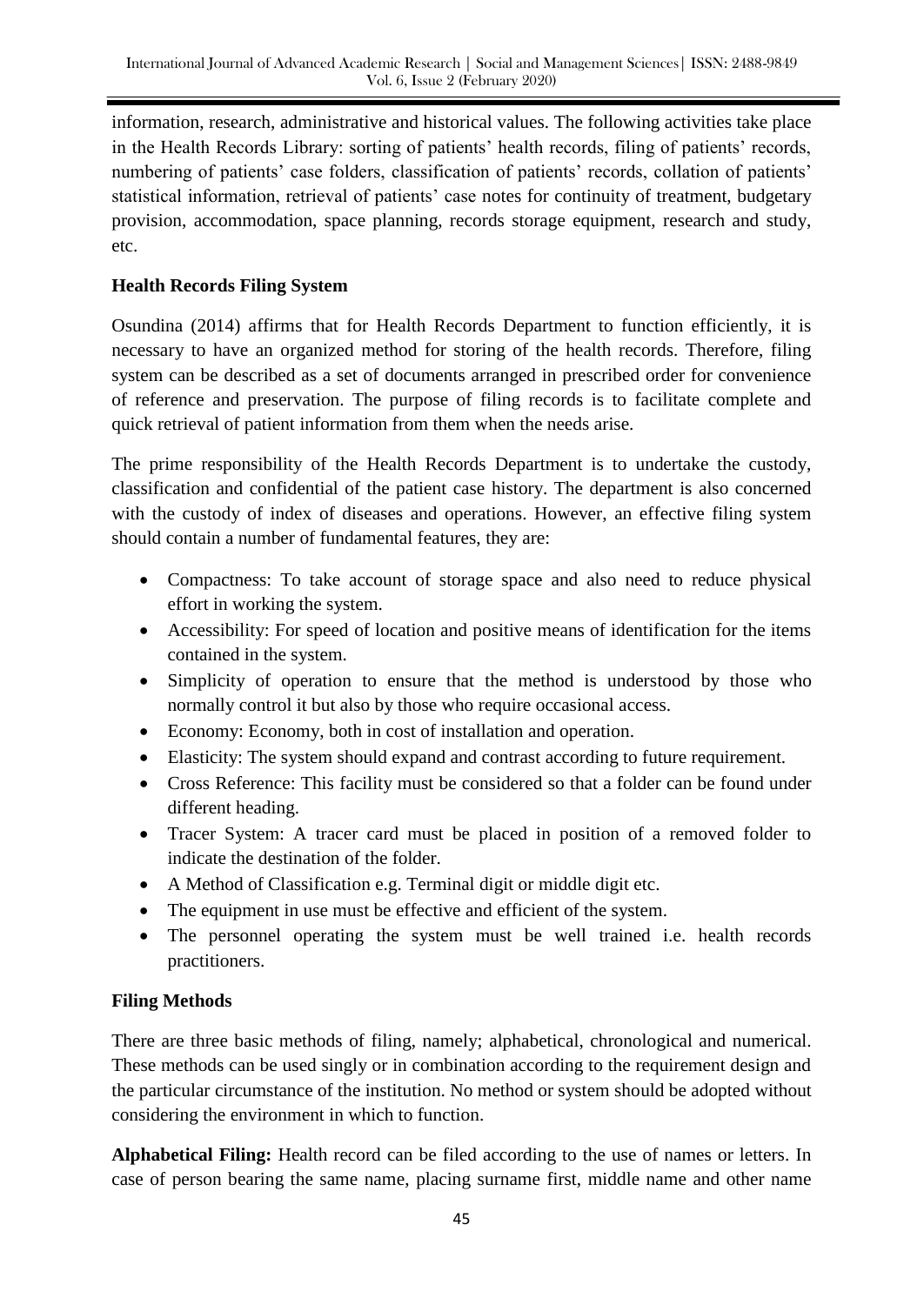information, research, administrative and historical values. The following activities take place in the Health Records Library: sorting of patients' health records, filing of patients' records, numbering of patients' case folders, classification of patients' records, collation of patients' statistical information, retrieval of patients' case notes for continuity of treatment, budgetary provision, accommodation, space planning, records storage equipment, research and study, etc.

**Health Records Filing System**

Osundina (2014) affirms that for Health Records Department to function efficiently, it is necessary to have an organized method for storing of the health records. Therefore, filing system can be described as a set of documents arranged in prescribed order for convenience of reference and preservation. The purpose of filing records is to facilitate complete and quick retrieval of patient information from them when the needs arise.

The prime responsibility of the Health Records Department is to undertake the custody, classification and confidential of the patient case history. The department is also concerned with the custody of index of diseases and operations. However, an effective filing system should contain a number of fundamental features, they are:

- Compactness: To take account of storage space and also need to reduce physical effort in working the system.
- Accessibility: For speed of location and positive means of identification for the items contained in the system.
- Simplicity of operation to ensure that the method is understood by those who normally control it but also by those who require occasional access.
- Economy: Economy, both in cost of installation and operation.
- Elasticity: The system should expand and contrast according to future requirement.
- Cross Reference: This facility must be considered so that a folder can be found under different heading.
- Tracer System: A tracer card must be placed in position of a removed folder to indicate the destination of the folder.
- A Method of Classification e.g. Terminal digit or middle digit etc.
- The equipment in use must be effective and efficient of the system.
- The personnel operating the system must be well trained i.e. health records practitioners.

**Filing Methods**

There are three basic methods of filing, namely; alphabetical, chronological and numerical. These methods can be used singly or in combination according to the requirement design and the particular circumstance of the institution. No method or system should be adopted without considering the environment in which to function.

**Alphabetical Filing:** Health record can be filed according to the use of names or letters. In case of person bearing the same name, placing surname first, middle name and other name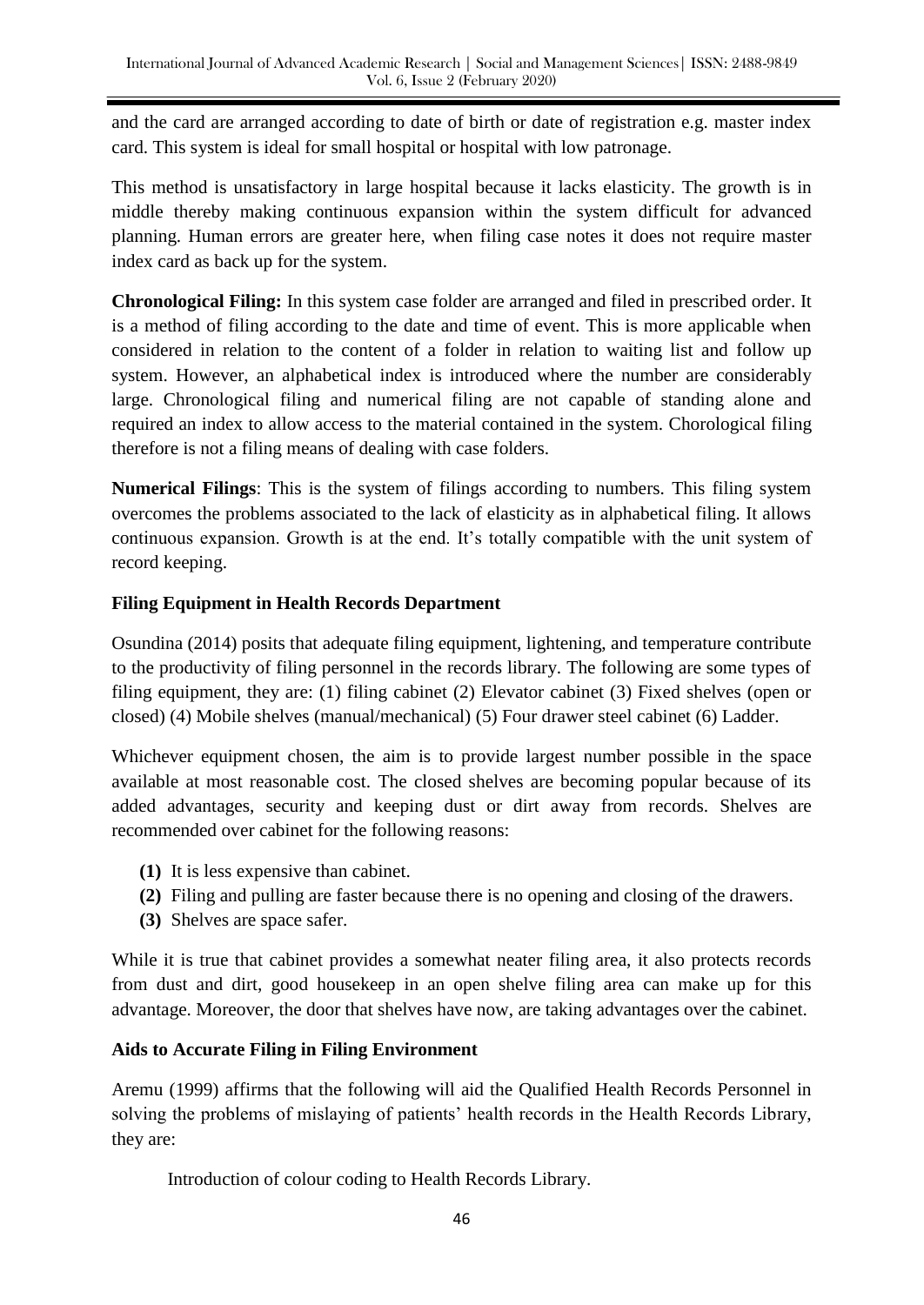and the card are arranged according to date of birth or date of registration e.g. master index card. This system is ideal for small hospital or hospital with low patronage.

This method is unsatisfactory in large hospital because it lacks elasticity. The growth is in middle thereby making continuous expansion within the system difficult for advanced planning. Human errors are greater here, when filing case notes it does not require master index card as back up for the system.

**Chronological Filing:** In this system case folder are arranged and filed in prescribed order. It is a method of filing according to the date and time of event. This is more applicable when considered in relation to the content of a folder in relation to waiting list and follow up system. However, an alphabetical index is introduced where the number are considerably large. Chronological filing and numerical filing are not capable of standing alone and required an index to allow access to the material contained in the system. Chorological filing therefore is not a filing means of dealing with case folders.

**Numerical Filings**: This is the system of filings according to numbers. This filing system overcomes the problems associated to the lack of elasticity as in alphabetical filing. It allows continuous expansion. Growth is at the end. It's totally compatible with the unit system of record keeping.

**Filing Equipment in Health Records Department**

Osundina (2014) posits that adequate filing equipment, lightening, and temperature contribute to the productivity of filing personnel in the records library. The following are some types of filing equipment, they are: (1) filing cabinet (2) Elevator cabinet (3) Fixed shelves (open or closed) (4) Mobile shelves (manual/mechanical) (5) Four drawer steel cabinet (6) Ladder.

Whichever equipment chosen, the aim is to provide largest number possible in the space available at most reasonable cost. The closed shelves are becoming popular because of its added advantages, security and keeping dust or dirt away from records. Shelves are recommended over cabinet for the following reasons:

**(1)** It is less expensive than cabinet.
**(2)** Filing and pulling are faster because there is no opening and closing of the drawers.
**(3)** Shelves are space safer.

While it is true that cabinet provides a somewhat neater filing area, it also protects records from dust and dirt, good housekeep in an open shelve filing area can make up for this advantage. Moreover, the door that shelves have now, are taking advantages over the cabinet.

**Aids to Accurate Filing in Filing Environment**

Aremu (1999) affirms that the following will aid the Qualified Health Records Personnel in solving the problems of mislaying of patients' health records in the Health Records Library, they are:

Introduction of colour coding to Health Records Library.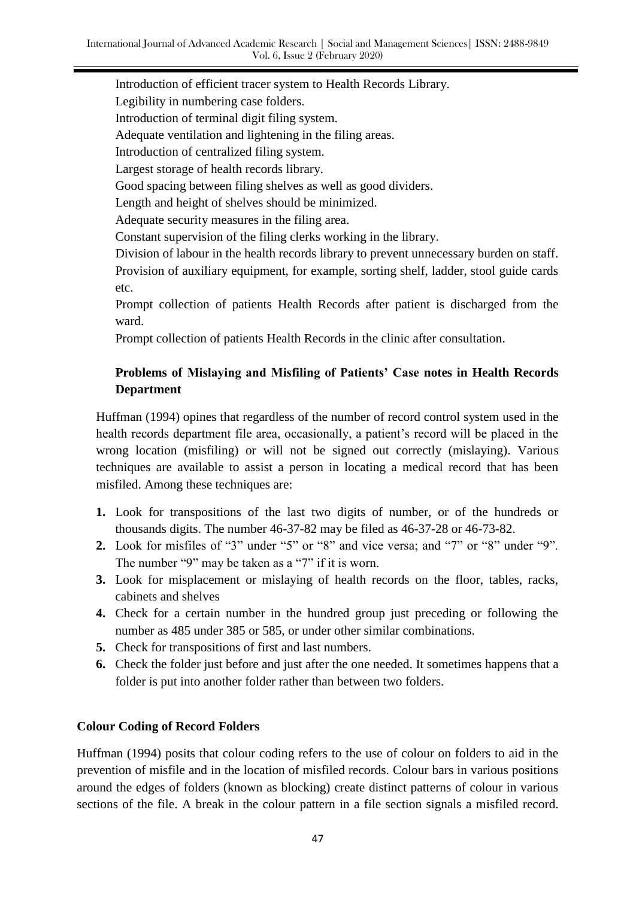Introduction of efficient tracer system to Health Records Library.

Legibility in numbering case folders.

Introduction of terminal digit filing system.

Adequate ventilation and lightening in the filing areas.

Introduction of centralized filing system.

Largest storage of health records library.

Good spacing between filing shelves as well as good dividers.

Length and height of shelves should be minimized.

Adequate security measures in the filing area.

Constant supervision of the filing clerks working in the library.

Division of labour in the health records library to prevent unnecessary burden on staff.

Provision of auxiliary equipment, for example, sorting shelf, ladder, stool guide cards etc.

Prompt collection of patients Health Records after patient is discharged from the ward.

Prompt collection of patients Health Records in the clinic after consultation.

**Problems of Mislaying and Misfiling of Patients' Case notes in Health Records Department**

Huffman (1994) opines that regardless of the number of record control system used in the health records department file area, occasionally, a patient's record will be placed in the wrong location (misfiling) or will not be signed out correctly (mislaying). Various techniques are available to assist a person in locating a medical record that has been misfiled. Among these techniques are:

1. Look for transpositions of the last two digits of number, or of the hundreds or thousands digits. The number 46-37-82 may be filed as 46-37-28 or 46-73-82.
2. Look for misfiles of "3" under "5" or "8" and vice versa; and "7" or "8" under "9". The number "9" may be taken as a "7" if it is worn.
3. Look for misplacement or mislaying of health records on the floor, tables, racks, cabinets and shelves
4. Check for a certain number in the hundred group just preceding or following the number as 485 under 385 or 585, or under other similar combinations.
5. Check for transpositions of first and last numbers.
6. Check the folder just before and just after the one needed. It sometimes happens that a folder is put into another folder rather than between two folders.

**Colour Coding of Record Folders**

Huffman (1994) posits that colour coding refers to the use of colour on folders to aid in the prevention of misfile and in the location of misfiled records. Colour bars in various positions around the edges of folders (known as blocking) create distinct patterns of colour in various sections of the file. A break in the colour pattern in a file section signals a misfiled record.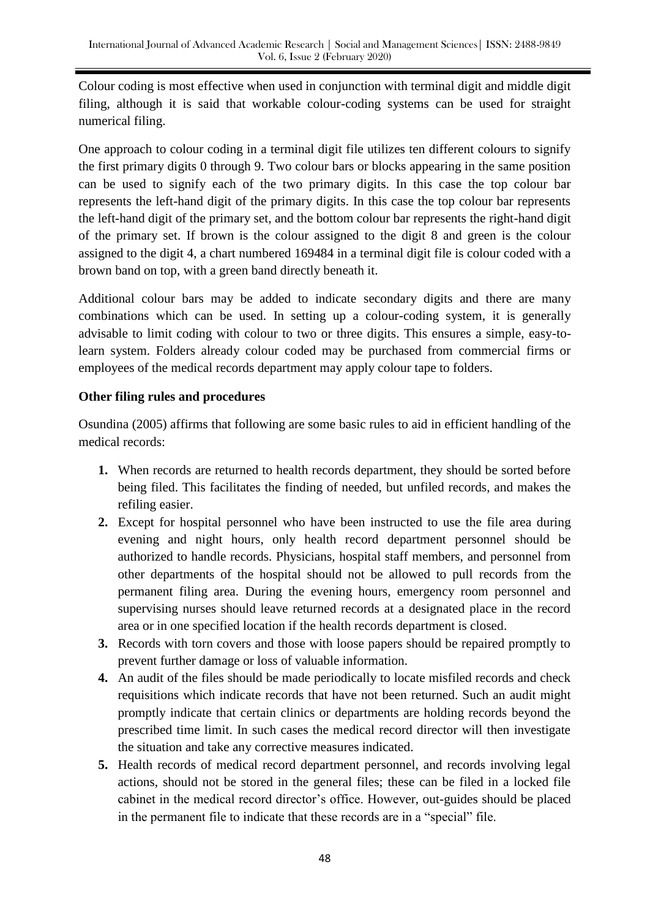Colour coding is most effective when used in conjunction with terminal digit and middle digit filing, although it is said that workable colour-coding systems can be used for straight numerical filing.

One approach to colour coding in a terminal digit file utilizes ten different colours to signify the first primary digits 0 through 9. Two colour bars or blocks appearing in the same position can be used to signify each of the two primary digits. In this case the top colour bar represents the left-hand digit of the primary digits. In this case the top colour bar represents the left-hand digit of the primary set, and the bottom colour bar represents the right-hand digit of the primary set. If brown is the colour assigned to the digit 8 and green is the colour assigned to the digit 4, a chart numbered 169484 in a terminal digit file is colour coded with a brown band on top, with a green band directly beneath it.

Additional colour bars may be added to indicate secondary digits and there are many combinations which can be used. In setting up a colour-coding system, it is generally advisable to limit coding with colour to two or three digits. This ensures a simple, easy-to-learn system. Folders already colour coded may be purchased from commercial firms or employees of the medical records department may apply colour tape to folders.

**Other filing rules and procedures**

Osundina (2005) affirms that following are some basic rules to aid in efficient handling of the medical records:

1. When records are returned to health records department, they should be sorted before being filed. This facilitates the finding of needed, but unfiled records, and makes the refiling easier.
2. Except for hospital personnel who have been instructed to use the file area during evening and night hours, only health record department personnel should be authorized to handle records. Physicians, hospital staff members, and personnel from other departments of the hospital should not be allowed to pull records from the permanent filing area. During the evening hours, emergency room personnel and supervising nurses should leave returned records at a designated place in the record area or in one specified location if the health records department is closed.
3. Records with torn covers and those with loose papers should be repaired promptly to prevent further damage or loss of valuable information.
4. An audit of the files should be made periodically to locate misfiled records and check requisitions which indicate records that have not been returned. Such an audit might promptly indicate that certain clinics or departments are holding records beyond the prescribed time limit. In such cases the medical record director will then investigate the situation and take any corrective measures indicated.
5. Health records of medical record department personnel, and records involving legal actions, should not be stored in the general files; these can be filed in a locked file cabinet in the medical record director's office. However, out-guides should be placed in the permanent file to indicate that these records are in a "special" file.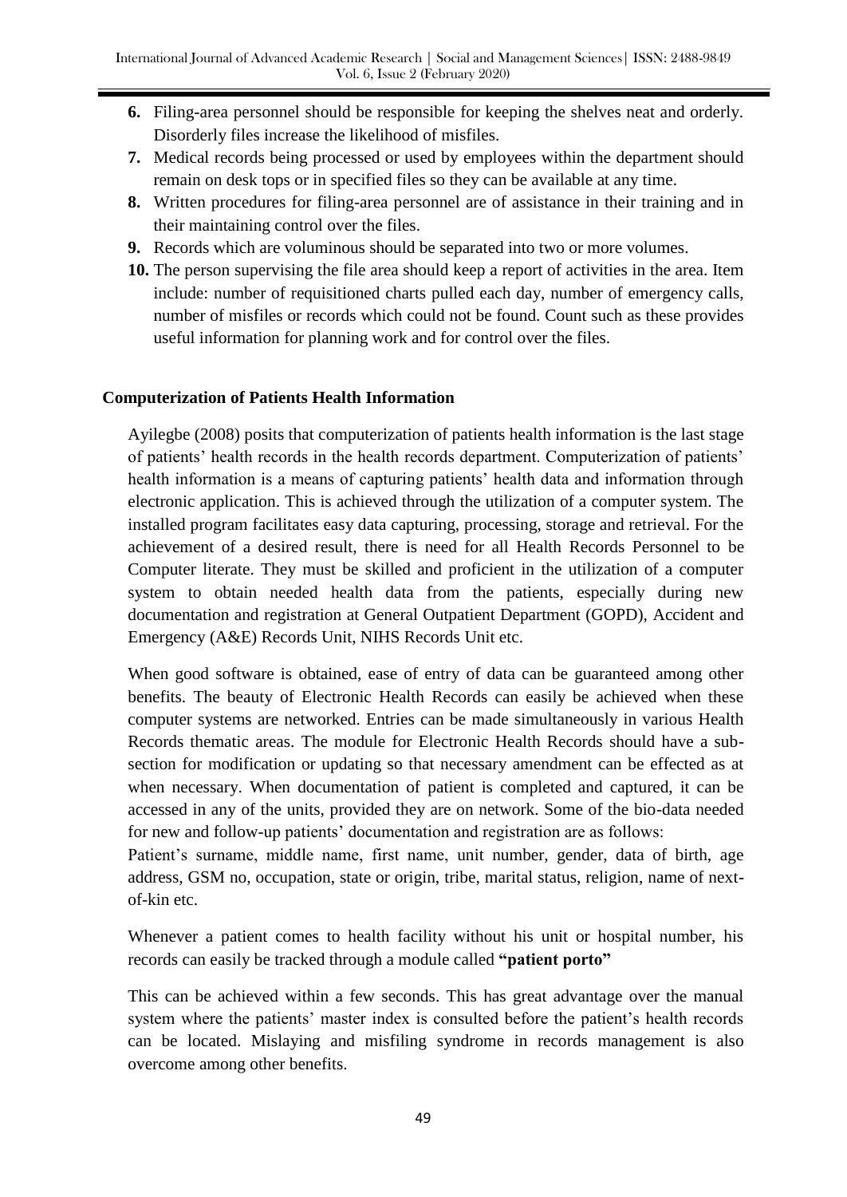6. Filing-area personnel should be responsible for keeping the shelves neat and orderly. Disorderly files increase the likelihood of misfiles.
7. Medical records being processed or used by employees within the department should remain on desk tops or in specified files so they can be available at any time.
8. Written procedures for filing-area personnel are of assistance in their training and in their maintaining control over the files.
9. Records which are voluminous should be separated into two or more volumes.
10. The person supervising the file area should keep a report of activities in the area. Item include: number of requisitioned charts pulled each day, number of emergency calls, number of misfiles or records which could not be found. Count such as these provides useful information for planning work and for control over the files.

## Computerization of Patients Health Information

Ayilegbe (2008) posits that computerization of patients health information is the last stage of patients' health records in the health records department. Computerization of patients' health information is a means of capturing patients' health data and information through electronic application. This is achieved through the utilization of a computer system. The installed program facilitates easy data capturing, processing, storage and retrieval. For the achievement of a desired result, there is need for all Health Records Personnel to be Computer literate. They must be skilled and proficient in the utilization of a computer system to obtain needed health data from the patients, especially during new documentation and registration at General Outpatient Department (GOPD), Accident and Emergency (A&E) Records Unit, NIHS Records Unit etc.

When good software is obtained, ease of entry of data can be guaranteed among other benefits. The beauty of Electronic Health Records can easily be achieved when these computer systems are networked. Entries can be made simultaneously in various Health Records thematic areas. The module for Electronic Health Records should have a sub-section for modification or updating so that necessary amendment can be effected as at when necessary. When documentation of patient is completed and captured, it can be accessed in any of the units, provided they are on network. Some of the bio-data needed for new and follow-up patients' documentation and registration are as follows:
Patient's surname, middle name, first name, unit number, gender, data of birth, age address, GSM no, occupation, state or origin, tribe, marital status, religion, name of next-of-kin etc.

Whenever a patient comes to health facility without his unit or hospital number, his records can easily be tracked through a module called **"patient porto"**

This can be achieved within a few seconds. This has great advantage over the manual system where the patients' master index is consulted before the patient's health records can be located. Mislaying and misfiling syndrome in records management is also overcome among other benefits.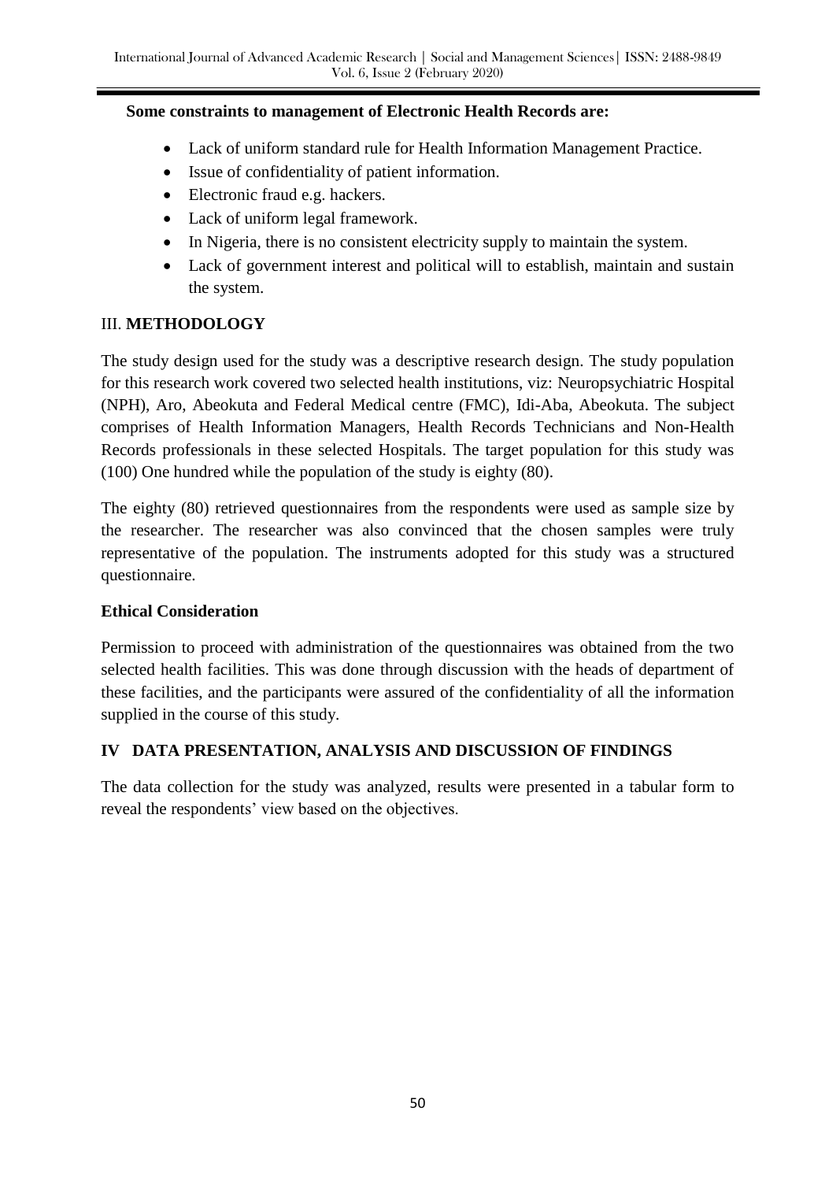**Some constraints to management of Electronic Health Records are:**

- Lack of uniform standard rule for Health Information Management Practice.
- Issue of confidentiality of patient information.
- Electronic fraud e.g. hackers.
- Lack of uniform legal framework.
- In Nigeria, there is no consistent electricity supply to maintain the system.
- Lack of government interest and political will to establish, maintain and sustain the system.

## III. METHODOLOGY

The study design used for the study was a descriptive research design. The study population for this research work covered two selected health institutions, viz: Neuropsychiatric Hospital (NPH), Aro, Abeokuta and Federal Medical centre (FMC), Idi-Aba, Abeokuta. The subject comprises of Health Information Managers, Health Records Technicians and Non-Health Records professionals in these selected Hospitals. The target population for this study was (100) One hundred while the population of the study is eighty (80).

The eighty (80) retrieved questionnaires from the respondents were used as sample size by the researcher. The researcher was also convinced that the chosen samples were truly representative of the population. The instruments adopted for this study was a structured questionnaire.

### Ethical Consideration

Permission to proceed with administration of the questionnaires was obtained from the two selected health facilities. This was done through discussion with the heads of department of these facilities, and the participants were assured of the confidentiality of all the information supplied in the course of this study.

## IV DATA PRESENTATION, ANALYSIS AND DISCUSSION OF FINDINGS

The data collection for the study was analyzed, results were presented in a tabular form to reveal the respondents' view based on the objectives.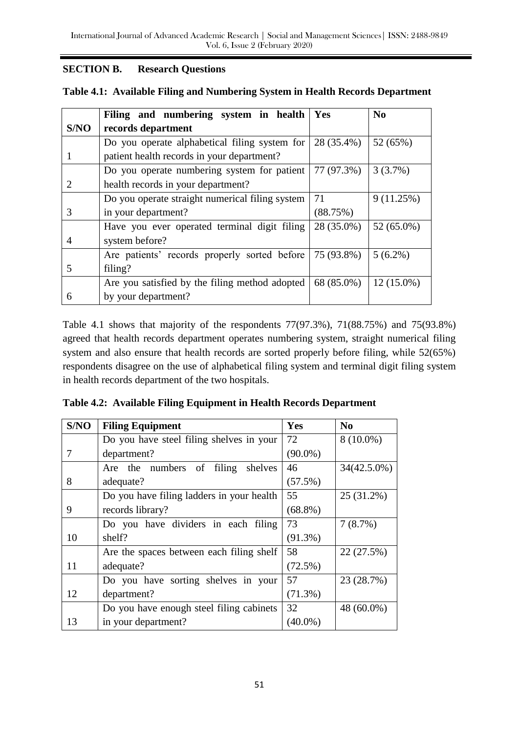## SECTION B. Research Questions

**Table 4.1: Available Filing and Numbering System in Health Records Department**

| S/NO | Filing and numbering system in health records department | Yes | No |
|---|---|---|---|
| 1 | Do you operate alphabetical filing system for patient health records in your department? | 28 (35.4%) | 52 (65%) |
| 2 | Do you operate numbering system for patient health records in your department? | 77 (97.3%) | 3 (3.7%) |
| 3 | Do you operate straight numerical filing system in your department? | 71 (88.75%) | 9 (11.25%) |
| 4 | Have you ever operated terminal digit filing system before? | 28 (35.0%) | 52 (65.0%) |
| 5 | Are patients' records properly sorted before filing? | 75 (93.8%) | 5 (6.2%) |
| 6 | Are you satisfied by the filing method adopted by your department? | 68 (85.0%) | 12 (15.0%) |

Table 4.1 shows that majority of the respondents 77(97.3%), 71(88.75%) and 75(93.8%) agreed that health records department operates numbering system, straight numerical filing system and also ensure that health records are sorted properly before filing, while 52(65%) respondents disagree on the use of alphabetical filing system and terminal digit filing system in health records department of the two hospitals.

**Table 4.2: Available Filing Equipment in Health Records Department**

| S/NO | Filing Equipment | Yes | No |
|---|---|---|---|
| 7 | Do you have steel filing shelves in your department? | 72 (90.0%) | 8 (10.0%) |
| 8 | Are the numbers of filing shelves adequate? | 46 (57.5%) | 34(42.5.0%) |
| 9 | Do you have filing ladders in your health records library? | 55 (68.8%) | 25 (31.2%) |
| 10 | Do you have dividers in each filing shelf? | 73 (91.3%) | 7 (8.7%) |
| 11 | Are the spaces between each filing shelf adequate? | 58 (72.5%) | 22 (27.5%) |
| 12 | Do you have sorting shelves in your department? | 57 (71.3%) | 23 (28.7%) |
| 13 | Do you have enough steel filing cabinets in your department? | 32 (40.0%) | 48 (60.0%) |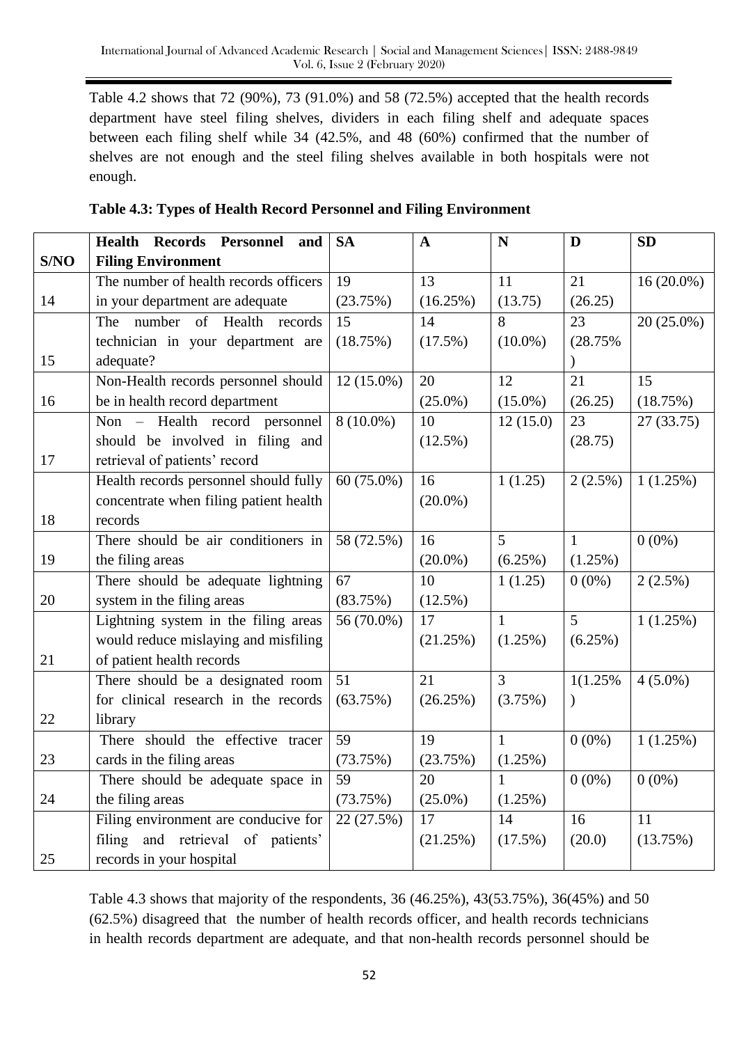Table 4.2 shows that 72 (90%), 73 (91.0%) and 58 (72.5%) accepted that the health records department have steel filing shelves, dividers in each filing shelf and adequate spaces between each filing shelf while 34 (42.5%, and 48 (60%) confirmed that the number of shelves are not enough and the steel filing shelves available in both hospitals were not enough.

**Table 4.3: Types of Health Record Personnel and Filing Environment**

| S/NO | Health Records Personnel and Filing Environment | SA | A | N | D | SD |
|---|---|---|---|---|---|---|
| 14 | The number of health records officers in your department are adequate | 19 (23.75%) | 13 (16.25%) | 11 (13.75) | 21 (26.25) | 16 (20.0%) |
| 15 | The number of Health records technician in your department are adequate? | 15 (18.75%) | 14 (17.5%) | 8 (10.0%) | 23 (28.75% ) | 20 (25.0%) |
| 16 | Non-Health records personnel should be in health record department | 12 (15.0%) | 20 (25.0%) | 12 (15.0%) | 21 (26.25) | 15 (18.75%) |
| 17 | Non – Health record personnel should be involved in filing and retrieval of patients' record | 8 (10.0%) | 10 (12.5%) | 12 (15.0) | 23 (28.75) | 27 (33.75) |
| 18 | Health records personnel should fully concentrate when filing patient health records | 60 (75.0%) | 16 (20.0%) | 1 (1.25) | 2 (2.5%) | 1 (1.25%) |
| 19 | There should be air conditioners in the filing areas | 58 (72.5%) | 16 (20.0%) | 5 (6.25%) | 1 (1.25%) | 0 (0%) |
| 20 | There should be adequate lightning system in the filing areas | 67 (83.75%) | 10 (12.5%) | 1 (1.25) | 0 (0%) | 2 (2.5%) |
| 21 | Lightning system in the filing areas would reduce mislaying and misfiling of patient health records | 56 (70.0%) | 17 (21.25%) | 1 (1.25%) | 5 (6.25%) | 1 (1.25%) |
| 22 | There should be a designated room for clinical research in the records library | 51 (63.75%) | 21 (26.25%) | 3 (3.75%) | 1(1.25% ) | 4 (5.0%) |
| 23 | There should the effective tracer cards in the filing areas | 59 (73.75%) | 19 (23.75%) | 1 (1.25%) | 0 (0%) | 1 (1.25%) |
| 24 | There should be adequate space in the filing areas | 59 (73.75%) | 20 (25.0%) | 1 (1.25%) | 0 (0%) | 0 (0%) |
| 25 | Filing environment are conducive for filing and retrieval of patients' records in your hospital | 22 (27.5%) | 17 (21.25%) | 14 (17.5%) | 16 (20.0) | 11 (13.75%) |

Table 4.3 shows that majority of the respondents, 36 (46.25%), 43(53.75%), 36(45%) and 50 (62.5%) disagreed that the number of health records officer, and health records technicians in health records department are adequate, and that non-health records personnel should be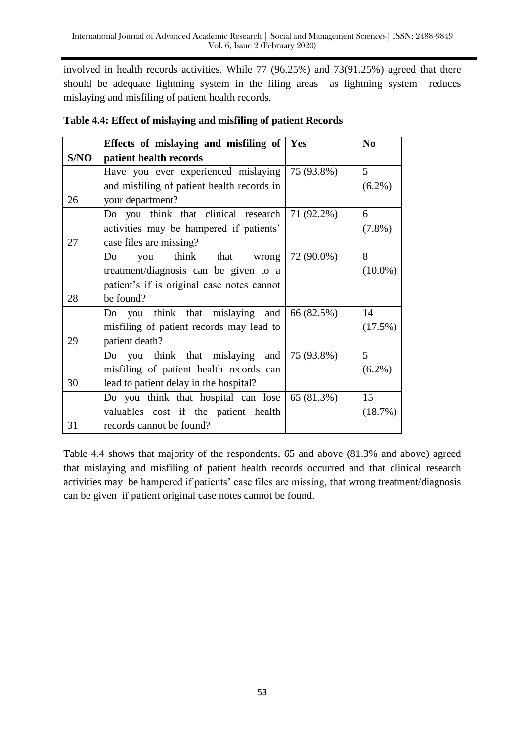involved in health records activities. While 77 (96.25%) and 73(91.25%) agreed that there should be adequate lightning system in the filing areas as lightning system reduces mislaying and misfiling of patient health records.

**Table 4.4: Effect of mislaying and misfiling of patient Records**

| S/NO | Effects of mislaying and misfiling of patient health records | Yes | No |
|---|---|---|---|
| 26 | Have you ever experienced mislaying and misfiling of patient health records in your department? | 75 (93.8%) | 5 (6.2%) |
| 27 | Do you think that clinical research activities may be hampered if patients' case files are missing? | 71 (92.2%) | 6 (7.8%) |
| 28 | Do you think that wrong treatment/diagnosis can be given to a patient's if is original case notes cannot be found? | 72 (90.0%) | 8 (10.0%) |
| 29 | Do you think that mislaying and misfiling of patient records may lead to patient death? | 66 (82.5%) | 14 (17.5%) |
| 30 | Do you think that mislaying and misfiling of patient health records can lead to patient delay in the hospital? | 75 (93.8%) | 5 (6.2%) |
| 31 | Do you think that hospital can lose valuables cost if the patient health records cannot be found? | 65 (81.3%) | 15 (18.7%) |

Table 4.4 shows that majority of the respondents, 65 and above (81.3% and above) agreed that mislaying and misfiling of patient health records occurred and that clinical research activities may be hampered if patients' case files are missing, that wrong treatment/diagnosis can be given if patient original case notes cannot be found.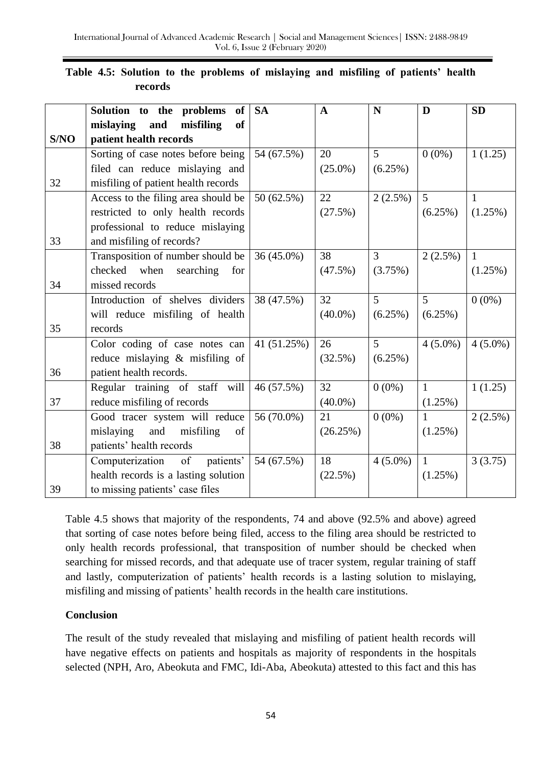**Table 4.5: Solution to the problems of mislaying and misfiling of patients' health records**

| S/NO | Solution to the problems of mislaying and misfiling of patient health records | SA | A | N | D | SD |
|---|---|---|---|---|---|---|
| 32 | Sorting of case notes before being filed can reduce mislaying and misfiling of patient health records | 54 (67.5%) | 20 (25.0%) | 5 (6.25%) | 0 (0%) | 1 (1.25) |
| 33 | Access to the filing area should be restricted to only health records professional to reduce mislaying and misfiling of records? | 50 (62.5%) | 22 (27.5%) | 2 (2.5%) | 5 (6.25%) | 1 (1.25%) |
| 34 | Transposition of number should be checked when searching for missed records | 36 (45.0%) | 38 (47.5%) | 3 (3.75%) | 2 (2.5%) | 1 (1.25%) |
| 35 | Introduction of shelves dividers will reduce misfiling of health records | 38 (47.5%) | 32 (40.0%) | 5 (6.25%) | 5 (6.25%) | 0 (0%) |
| 36 | Color coding of case notes can reduce mislaying & misfiling of patient health records. | 41 (51.25%) | 26 (32.5%) | 5 (6.25%) | 4 (5.0%) | 4 (5.0%) |
| 37 | Regular training of staff will reduce misfiling of records | 46 (57.5%) | 32 (40.0%) | 0 (0%) | 1 (1.25%) | 1 (1.25) |
| 38 | Good tracer system will reduce mislaying and misfiling of patients' health records | 56 (70.0%) | 21 (26.25%) | 0 (0%) | 1 (1.25%) | 2 (2.5%) |
| 39 | Computerization of patients' health records is a lasting solution to missing patients' case files | 54 (67.5%) | 18 (22.5%) | 4 (5.0%) | 1 (1.25%) | 3 (3.75) |

Table 4.5 shows that majority of the respondents, 74 and above (92.5% and above) agreed that sorting of case notes before being filed, access to the filing area should be restricted to only health records professional, that transposition of number should be checked when searching for missed records, and that adequate use of tracer system, regular training of staff and lastly, computerization of patients' health records is a lasting solution to mislaying, misfiling and missing of patients' health records in the health care institutions.

## Conclusion

The result of the study revealed that mislaying and misfiling of patient health records will have negative effects on patients and hospitals as majority of respondents in the hospitals selected (NPH, Aro, Abeokuta and FMC, Idi-Aba, Abeokuta) attested to this fact and this has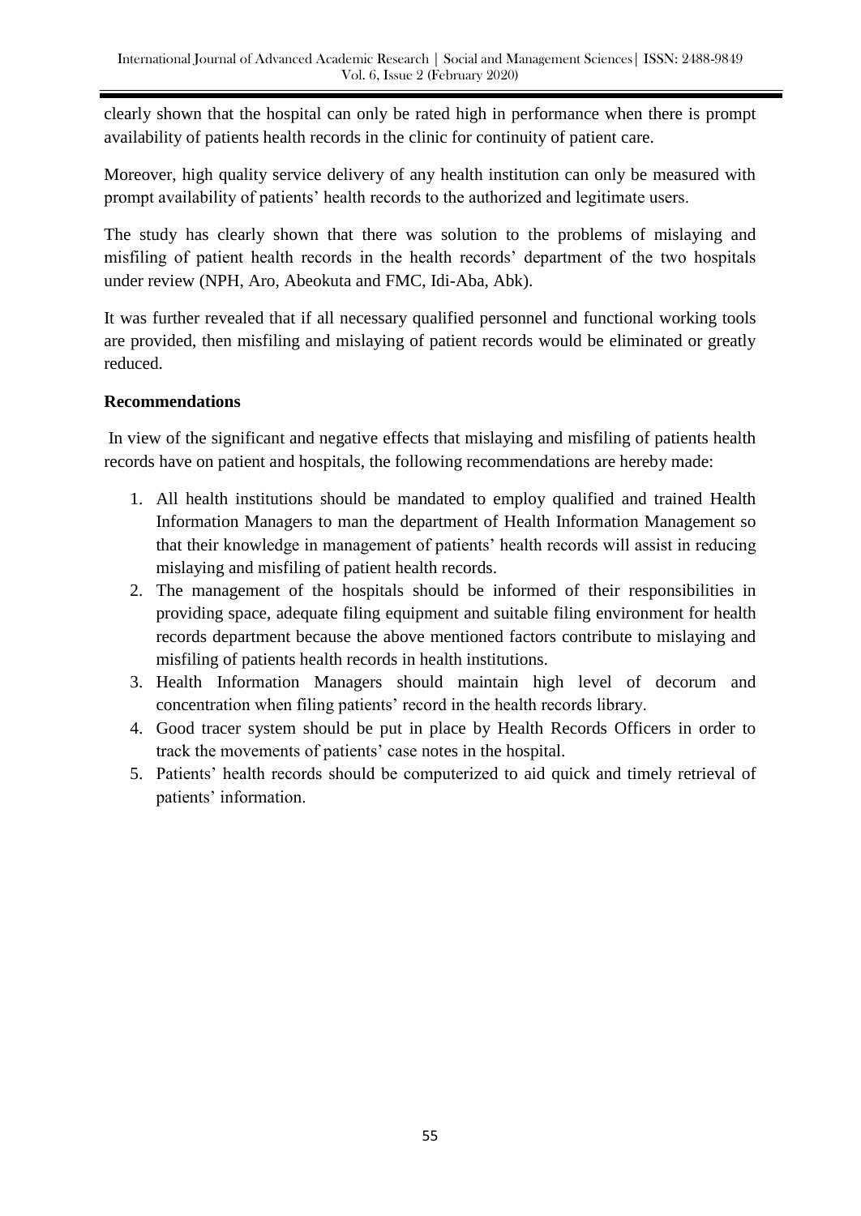clearly shown that the hospital can only be rated high in performance when there is prompt availability of patients health records in the clinic for continuity of patient care.

Moreover, high quality service delivery of any health institution can only be measured with prompt availability of patients' health records to the authorized and legitimate users.

The study has clearly shown that there was solution to the problems of mislaying and misfiling of patient health records in the health records' department of the two hospitals under review (NPH, Aro, Abeokuta and FMC, Idi-Aba, Abk).

It was further revealed that if all necessary qualified personnel and functional working tools are provided, then misfiling and mislaying of patient records would be eliminated or greatly reduced.

**Recommendations**

In view of the significant and negative effects that mislaying and misfiling of patients health records have on patient and hospitals, the following recommendations are hereby made:

1. All health institutions should be mandated to employ qualified and trained Health Information Managers to man the department of Health Information Management so that their knowledge in management of patients' health records will assist in reducing mislaying and misfiling of patient health records.
2. The management of the hospitals should be informed of their responsibilities in providing space, adequate filing equipment and suitable filing environment for health records department because the above mentioned factors contribute to mislaying and misfiling of patients health records in health institutions.
3. Health Information Managers should maintain high level of decorum and concentration when filing patients' record in the health records library.
4. Good tracer system should be put in place by Health Records Officers in order to track the movements of patients' case notes in the hospital.
5. Patients' health records should be computerized to aid quick and timely retrieval of patients' information.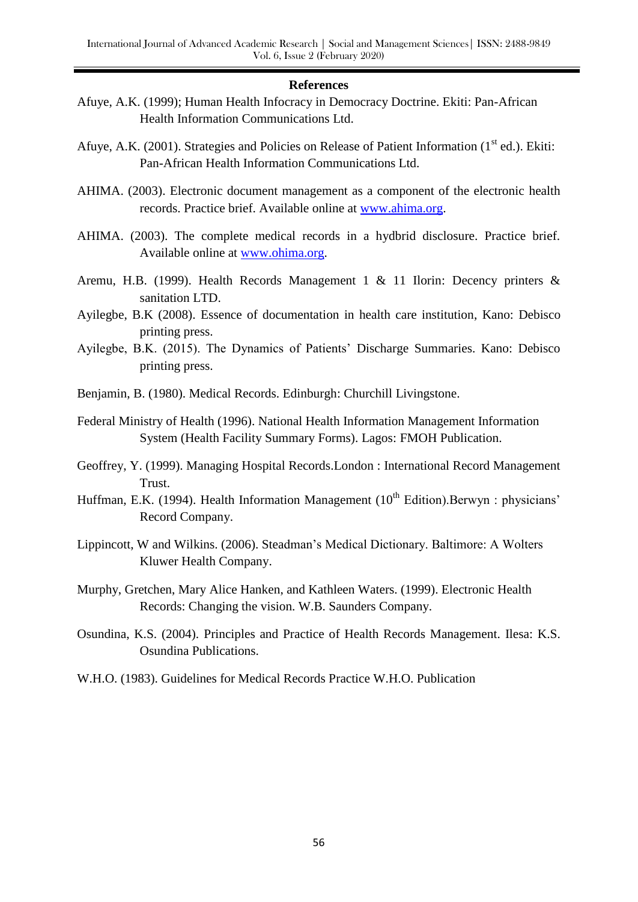## References

Afuye, A.K. (1999); Human Health Infocracy in Democracy Doctrine. Ekiti: Pan-African Health Information Communications Ltd.

Afuye, A.K. (2001). Strategies and Policies on Release of Patient Information (1st ed.). Ekiti: Pan-African Health Information Communications Ltd.

AHIMA. (2003). Electronic document management as a component of the electronic health records. Practice brief. Available online at www.ahima.org.

AHIMA. (2003). The complete medical records in a hydbrid disclosure. Practice brief. Available online at www.ohima.org.

Aremu, H.B. (1999). Health Records Management 1 & 11 Ilorin: Decency printers & sanitation LTD.

Ayilegbe, B.K (2008). Essence of documentation in health care institution, Kano: Debisco printing press.

Ayilegbe, B.K. (2015). The Dynamics of Patients' Discharge Summaries. Kano: Debisco printing press.

Benjamin, B. (1980). Medical Records. Edinburgh: Churchill Livingstone.

Federal Ministry of Health (1996). National Health Information Management Information System (Health Facility Summary Forms). Lagos: FMOH Publication.

Geoffrey, Y. (1999). Managing Hospital Records.London : International Record Management Trust.

Huffman, E.K. (1994). Health Information Management (10th Edition).Berwyn : physicians' Record Company.

Lippincott, W and Wilkins. (2006). Steadman's Medical Dictionary. Baltimore: A Wolters Kluwer Health Company.

Murphy, Gretchen, Mary Alice Hanken, and Kathleen Waters. (1999). Electronic Health Records: Changing the vision. W.B. Saunders Company.

Osundina, K.S. (2004). Principles and Practice of Health Records Management. Ilesa: K.S. Osundina Publications.

W.H.O. (1983). Guidelines for Medical Records Practice W.H.O. Publication